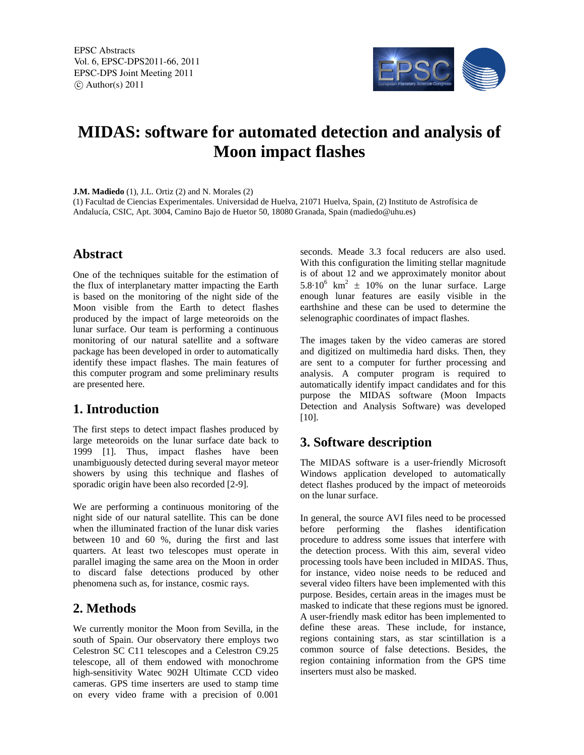# MIDAS: software for automated detection and analysis of Moon impact flashes

**J.M. Madiedo** (1), J.L. Ortiz (2) and N. Morales (2)

(1) Facultad de Ciencias Experimentales. Universidad de Huelva, 21071 Huelva, Spain, (2) Instituto de Astrofísica de Andalucía, CSIC, Apt. 3004, Camino Bajo de Huetor 50, 18080 Granada, Spain (madiedo@uhu.es)

## Abstract

One of the techniques suitable for the estimation of the flux of interplanetary matter impacting the Earth is based on the monitoring of the night side of the Moon visible from the Earth to detect flashes produced by the impact of large meteoroids on the lunar surface. Our team is performing a continuous monitoring of our natural satellite and a software package has been developed in order to automatically identify these impact flashes. The main features of this computer program and some preliminary results are presented here.

## 1. Introduction

The first steps to detect impact flashes produced by large meteoroids on the lunar surface date back to 1999 [1]. Thus, impact flashes have been unambiguously detected during several mayor meteor showers by using this technique and flashes of sporadic origin have been also recorded [2-9].

We are performing a continuous monitoring of the night side of our natural satellite. This can be done when the illuminated fraction of the lunar disk varies between 10 and 60 %, during the first and last quarters. At least two telescopes must operate in parallel imaging the same area on the Moon in order to discard false detections produced by other phenomena such as, for instance, cosmic rays.

## 2. Methods

We currently monitor the Moon from Sevilla, in the south of Spain. Our observatory there employs two Celestron SC C11 telescopes and a Celestron C9.25 telescope, all of them endowed with monochrome high-sensitivity Watec 902H Ultimate CCD video cameras. GPS time inserters are used to stamp time on every video frame with a precision of 0.001 seconds. Meade 3.3 focal reducers are also used. With this configuration the limiting stellar magnitude is of about 12 and we approximately monitor about $5.8 \cdot 10^6$ km$^2$ $\pm$ 10% on the lunar surface. Large enough lunar features are easily visible in the earthshine and these can be used to determine the selenographic coordinates of impact flashes.

The images taken by the video cameras are stored and digitized on multimedia hard disks. Then, they are sent to a computer for further processing and analysis. A computer program is required to automatically identify impact candidates and for this purpose the MIDAS software (Moon Impacts Detection and Analysis Software) was developed [10].

## 3. Software description

The MIDAS software is a user-friendly Microsoft Windows application developed to automatically detect flashes produced by the impact of meteoroids on the lunar surface.

In general, the source AVI files need to be processed before performing the flashes identification procedure to address some issues that interfere with the detection process. With this aim, several video processing tools have been included in MIDAS. Thus, for instance, video noise needs to be reduced and several video filters have been implemented with this purpose. Besides, certain areas in the images must be masked to indicate that these regions must be ignored. A user-friendly mask editor has been implemented to define these areas. These include, for instance, regions containing stars, as star scintillation is a common source of false detections. Besides, the region containing information from the GPS time inserters must also be masked.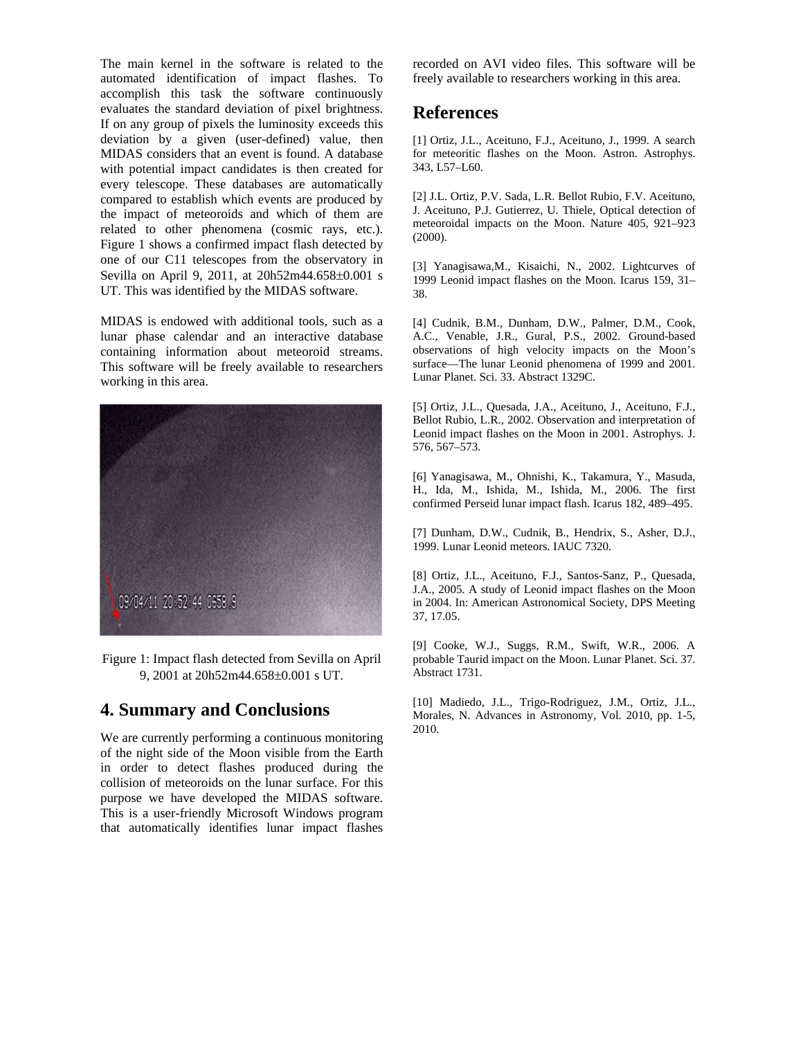The main kernel in the software is related to the automated identification of impact flashes. To accomplish this task the software continuously evaluates the standard deviation of pixel brightness. If on any group of pixels the luminosity exceeds this deviation by a given (user-defined) value, then MIDAS considers that an event is found. A database with potential impact candidates is then created for every telescope. These databases are automatically compared to establish which events are produced by the impact of meteoroids and which of them are related to other phenomena (cosmic rays, etc.). Figure 1 shows a confirmed impact flash detected by one of our C11 telescopes from the observatory in Sevilla on April 9, 2011, at 20h52m44.658±0.001 s UT. This was identified by the MIDAS software.

MIDAS is endowed with additional tools, such as a lunar phase calendar and an interactive database containing information about meteoroid streams. This software will be freely available to researchers working in this area.

Figure 1: Impact flash detected from Sevilla on April 9, 2001 at 20h52m44.658±0.001 s UT.

## 4. Summary and Conclusions

We are currently performing a continuous monitoring of the night side of the Moon visible from the Earth in order to detect flashes produced during the collision of meteoroids on the lunar surface. For this purpose we have developed the MIDAS software. This is a user-friendly Microsoft Windows program that automatically identifies lunar impact flashes recorded on AVI video files. This software will be freely available to researchers working in this area.

## References

[1] Ortiz, J.L., Aceituno, F.J., Aceituno, J., 1999. A search for meteoritic flashes on the Moon. Astron. Astrophys. 343, L57–L60.

[2] J.L. Ortiz, P.V. Sada, L.R. Bellot Rubio, F.V. Aceituno, J. Aceituno, P.J. Gutierrez, U. Thiele, Optical detection of meteoroidal impacts on the Moon. Nature 405, 921–923 (2000).

[3] Yanagisawa,M., Kisaichi, N., 2002. Lightcurves of 1999 Leonid impact flashes on the Moon. Icarus 159, 31–38.

[4] Cudnik, B.M., Dunham, D.W., Palmer, D.M., Cook, A.C., Venable, J.R., Gural, P.S., 2002. Ground-based observations of high velocity impacts on the Moon's surface—The lunar Leonid phenomena of 1999 and 2001. Lunar Planet. Sci. 33. Abstract 1329C.

[5] Ortiz, J.L., Quesada, J.A., Aceituno, J., Aceituno, F.J., Bellot Rubio, L.R., 2002. Observation and interpretation of Leonid impact flashes on the Moon in 2001. Astrophys. J. 576, 567–573.

[6] Yanagisawa, M., Ohnishi, K., Takamura, Y., Masuda, H., Ida, M., Ishida, M., Ishida, M., 2006. The first confirmed Perseid lunar impact flash. Icarus 182, 489–495.

[7] Dunham, D.W., Cudnik, B., Hendrix, S., Asher, D.J., 1999. Lunar Leonid meteors. IAUC 7320.

[8] Ortiz, J.L., Aceituno, F.J., Santos-Sanz, P., Quesada, J.A., 2005. A study of Leonid impact flashes on the Moon in 2004. In: American Astronomical Society, DPS Meeting 37, 17.05.

[9] Cooke, W.J., Suggs, R.M., Swift, W.R., 2006. A probable Taurid impact on the Moon. Lunar Planet. Sci. 37. Abstract 1731.

[10] Madiedo, J.L., Trigo-Rodriguez, J.M., Ortiz, J.L., Morales, N. Advances in Astronomy, Vol. 2010, pp. 1-5, 2010.